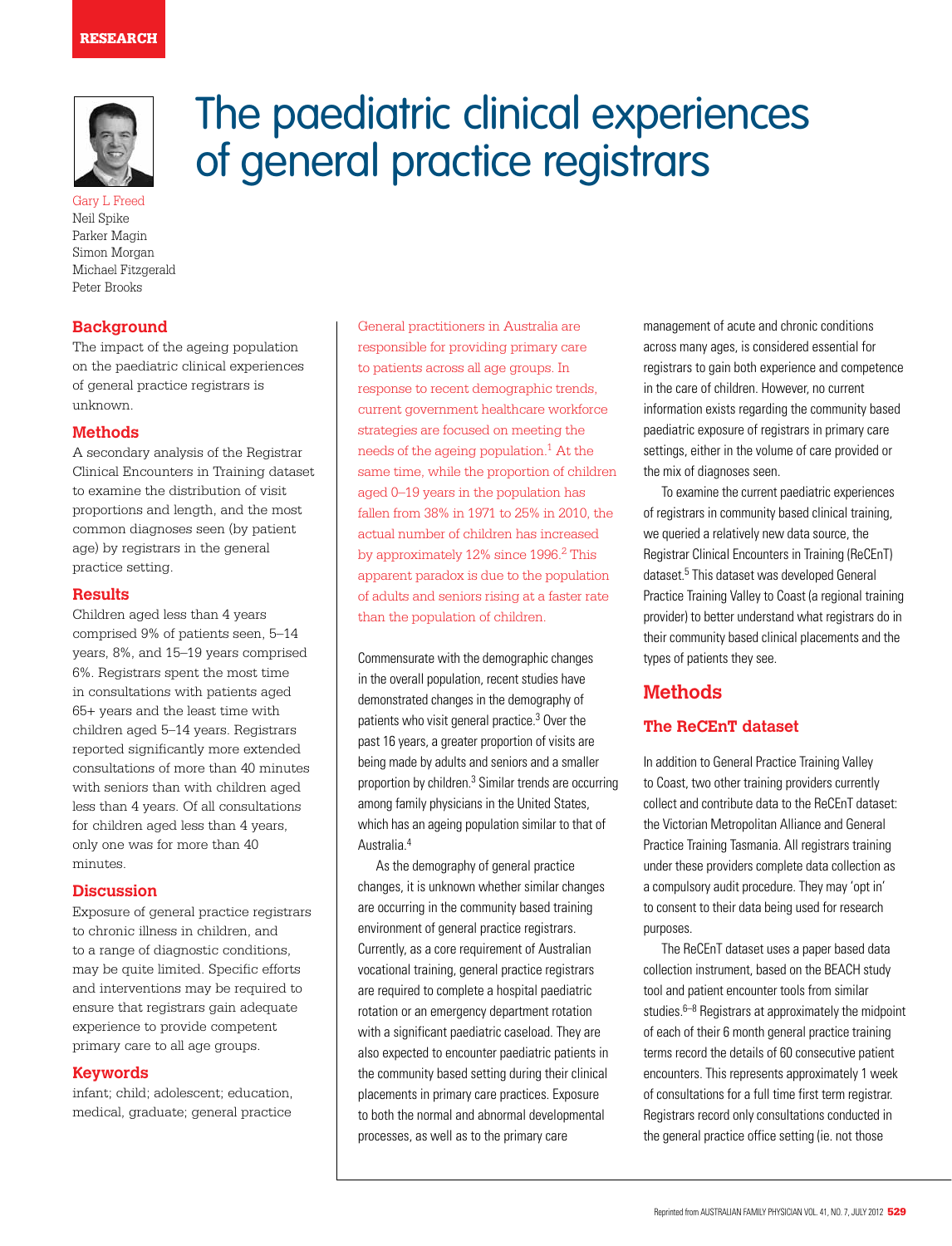RESEARCH

# The paediatric clinical experiences of general practice registrars

Gary L Freed
Neil Spike
Parker Magin
Simon Morgan
Michael Fitzgerald
Peter Brooks

## Background

The impact of the ageing population on the paediatric clinical experiences of general practice registrars is unknown.

## Methods

A secondary analysis of the Registrar Clinical Encounters in Training dataset to examine the distribution of visit proportions and length, and the most common diagnoses seen (by patient age) by registrars in the general practice setting.

## Results

Children aged less than 4 years comprised 9% of patients seen, 5–14 years, 8%, and 15–19 years comprised 6%. Registrars spent the most time in consultations with patients aged 65+ years and the least time with children aged 5–14 years. Registrars reported significantly more extended consultations of more than 40 minutes with seniors than with children aged less than 4 years. Of all consultations for children aged less than 4 years, only one was for more than 40 minutes.

## Discussion

Exposure of general practice registrars to chronic illness in children, and to a range of diagnostic conditions, may be quite limited. Specific efforts and interventions may be required to ensure that registrars gain adequate experience to provide competent primary care to all age groups.

## Keywords

infant; child; adolescent; education, medical, graduate; general practice

General practitioners in Australia are responsible for providing primary care to patients across all age groups. In response to recent demographic trends, current government healthcare workforce strategies are focused on meeting the needs of the ageing population.[1] At the same time, while the proportion of children aged 0–19 years in the population has fallen from 38% in 1971 to 25% in 2010, the actual number of children has increased by approximately 12% since 1996.[2] This apparent paradox is due to the population of adults and seniors rising at a faster rate than the population of children.

Commensurate with the demographic changes in the overall population, recent studies have demonstrated changes in the demography of patients who visit general practice.[3] Over the past 16 years, a greater proportion of visits are being made by adults and seniors and a smaller proportion by children.[3] Similar trends are occurring among family physicians in the United States, which has an ageing population similar to that of Australia.[4]

As the demography of general practice changes, it is unknown whether similar changes are occurring in the community based training environment of general practice registrars. Currently, as a core requirement of Australian vocational training, general practice registrars are required to complete a hospital paediatric rotation or an emergency department rotation with a significant paediatric caseload. They are also expected to encounter paediatric patients in the community based setting during their clinical placements in primary care practices. Exposure to both the normal and abnormal developmental processes, as well as to the primary care management of acute and chronic conditions across many ages, is considered essential for registrars to gain both experience and competence in the care of children. However, no current information exists regarding the community based paediatric exposure of registrars in primary care settings, either in the volume of care provided or the mix of diagnoses seen.

To examine the current paediatric experiences of registrars in community based clinical training, we queried a relatively new data source, the Registrar Clinical Encounters in Training (ReCEnT) dataset.[5] This dataset was developed General Practice Training Valley to Coast (a regional training provider) to better understand what registrars do in their community based clinical placements and the types of patients they see.

## Methods

### The ReCEnT dataset

In addition to General Practice Training Valley to Coast, two other training providers currently collect and contribute data to the ReCEnT dataset: the Victorian Metropolitan Alliance and General Practice Training Tasmania. All registrars training under these providers complete data collection as a compulsory audit procedure. They may 'opt in' to consent to their data being used for research purposes.

The ReCEnT dataset uses a paper based data collection instrument, based on the BEACH study tool and patient encounter tools from similar studies.[6–8] Registrars at approximately the midpoint of each of their 6 month general practice training terms record the details of 60 consecutive patient encounters. This represents approximately 1 week of consultations for a full time first term registrar. Registrars record only consultations conducted in the general practice office setting (ie. not those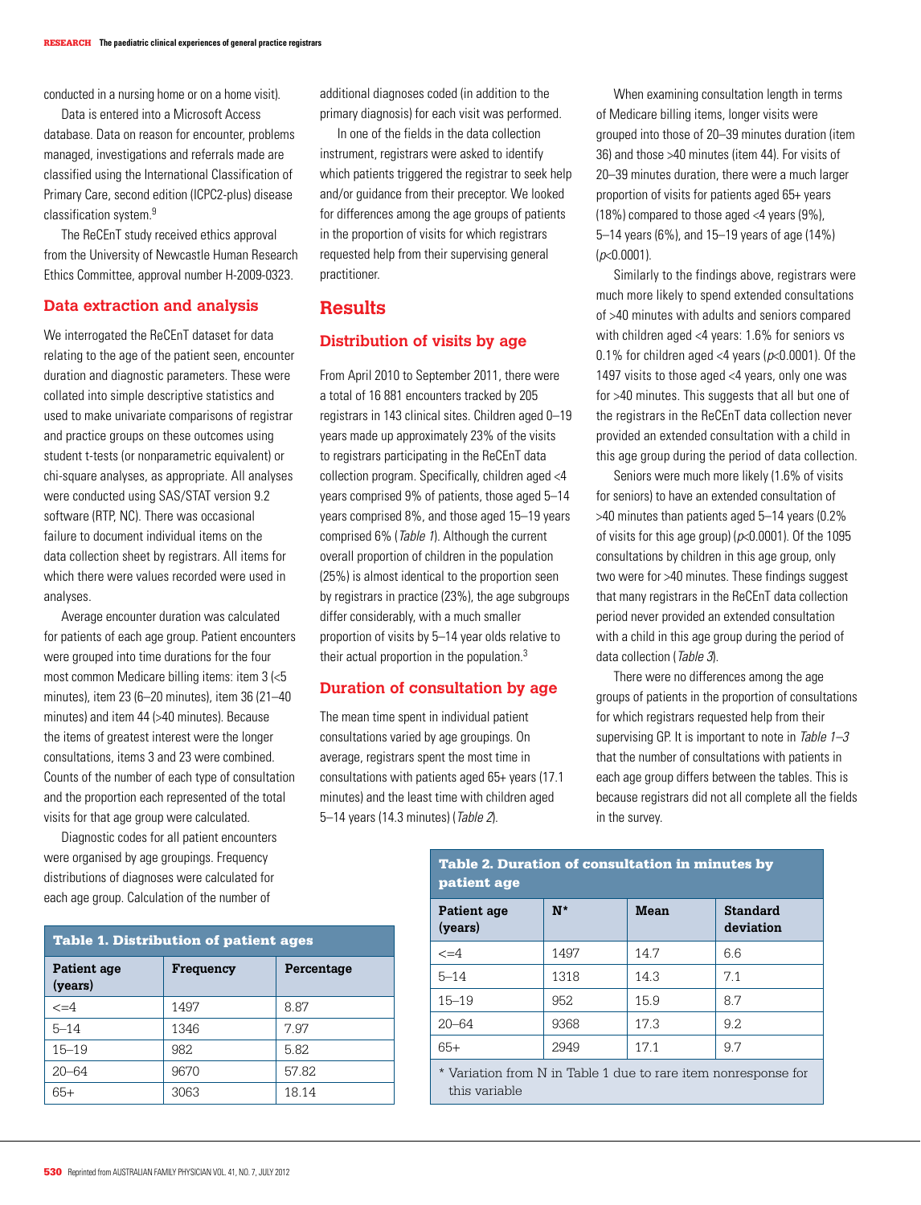conducted in a nursing home or on a home visit).

Data is entered into a Microsoft Access database. Data on reason for encounter, problems managed, investigations and referrals made are classified using the International Classification of Primary Care, second edition (ICPC2-plus) disease classification system.[9]

The ReCEnT study received ethics approval from the University of Newcastle Human Research Ethics Committee, approval number H-2009-0323.

## Data extraction and analysis

We interrogated the ReCEnT dataset for data relating to the age of the patient seen, encounter duration and diagnostic parameters. These were collated into simple descriptive statistics and used to make univariate comparisons of registrar and practice groups on these outcomes using student t-tests (or nonparametric equivalent) or chi-square analyses, as appropriate. All analyses were conducted using SAS/STAT version 9.2 software (RTP, NC). There was occasional failure to document individual items on the data collection sheet by registrars. All items for which there were values recorded were used in analyses.

Average encounter duration was calculated for patients of each age group. Patient encounters were grouped into time durations for the four most common Medicare billing items: item 3 (<5 minutes), item 23 (6–20 minutes), item 36 (21–40 minutes) and item 44 (>40 minutes). Because the items of greatest interest were the longer consultations, items 3 and 23 were combined. Counts of the number of each type of consultation and the proportion each represented of the total visits for that age group were calculated.

Diagnostic codes for all patient encounters were organised by age groupings. Frequency distributions of diagnoses were calculated for each age group. Calculation of the number of additional diagnoses coded (in addition to the primary diagnosis) for each visit was performed.

In one of the fields in the data collection instrument, registrars were asked to identify which patients triggered the registrar to seek help and/or guidance from their preceptor. We looked for differences among the age groups of patients in the proportion of visits for which registrars requested help from their supervising general practitioner.

# Results

## Distribution of visits by age

From April 2010 to September 2011, there were a total of 16 881 encounters tracked by 205 registrars in 143 clinical sites. Children aged 0–19 years made up approximately 23% of the visits to registrars participating in the ReCEnT data collection program. Specifically, children aged <4 years comprised 9% of patients, those aged 5–14 years comprised 8%, and those aged 15–19 years comprised 6% (*Table 1*). Although the current overall proportion of children in the population (25%) is almost identical to the proportion seen by registrars in practice (23%), the age subgroups differ considerably, with a much smaller proportion of visits by 5–14 year olds relative to their actual proportion in the population.[3]

## Duration of consultation by age

The mean time spent in individual patient consultations varied by age groupings. On average, registrars spent the most time in consultations with patients aged 65+ years (17.1 minutes) and the least time with children aged 5–14 years (14.3 minutes) (*Table 2*).

When examining consultation length in terms of Medicare billing items, longer visits were grouped into those of 20–39 minutes duration (item 36) and those >40 minutes (item 44). For visits of 20–39 minutes duration, there were a much larger proportion of visits for patients aged 65+ years (18%) compared to those aged <4 years (9%), 5–14 years (6%), and 15–19 years of age (14%) ($p<0.0001$).

Similarly to the findings above, registrars were much more likely to spend extended consultations of >40 minutes with adults and seniors compared with children aged <4 years: 1.6% for seniors vs 0.1% for children aged <4 years ($p<0.0001$). Of the 1497 visits to those aged <4 years, only one was for >40 minutes. This suggests that all but one of the registrars in the ReCEnT data collection never provided an extended consultation with a child in this age group during the period of data collection.

Seniors were much more likely (1.6% of visits for seniors) to have an extended consultation of >40 minutes than patients aged 5–14 years (0.2% of visits for this age group) ($p<0.0001$). Of the 1095 consultations by children in this age group, only two were for >40 minutes. These findings suggest that many registrars in the ReCEnT data collection period never provided an extended consultation with a child in this age group during the period of data collection (*Table 3*).

There were no differences among the age groups of patients in the proportion of consultations for which registrars requested help from their supervising GP. It is important to note in *Table 1–3* that the number of consultations with patients in each age group differs between the tables. This is because registrars did not all complete all the fields in the survey.

**Table 1. Distribution of patient ages**

| Patient age (years) | Frequency | Percentage |
|---|---|---|
| <=4 | 1497 | 8.87 |
| 5–14 | 1346 | 7.97 |
| 15–19 | 982 | 5.82 |
| 20–64 | 9670 | 57.82 |
| 65+ | 3063 | 18.14 |

**Table 2. Duration of consultation in minutes by patient age**

| Patient age (years) | N* | Mean | Standard deviation |
|---|---|---|---|
| <=4 | 1497 | 14.7 | 6.6 |
| 5–14 | 1318 | 14.3 | 7.1 |
| 15–19 | 952 | 15.9 | 8.7 |
| 20–64 | 9368 | 17.3 | 9.2 |
| 65+ | 2949 | 17.1 | 9.7 |

\* Variation from N in Table 1 due to rare item nonresponse for this variable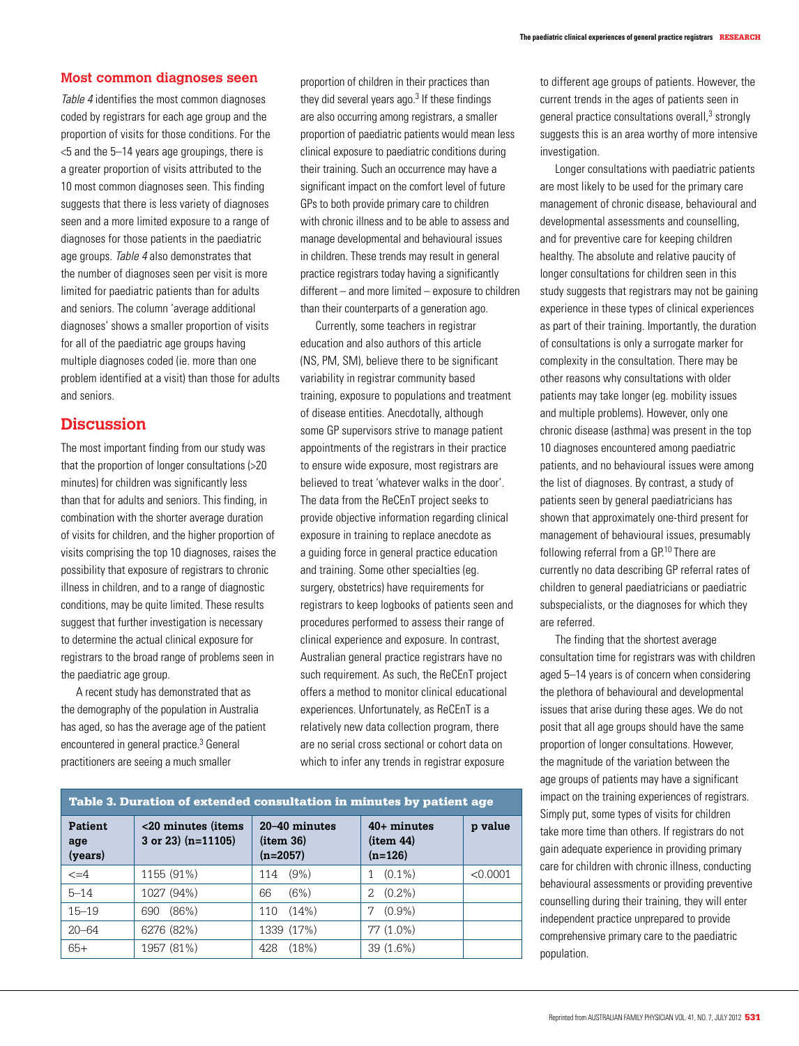## Most common diagnoses seen

*Table 4* identifies the most common diagnoses coded by registrars for each age group and the proportion of visits for those conditions. For the <5 and the 5–14 years age groupings, there is a greater proportion of visits attributed to the 10 most common diagnoses seen. This finding suggests that there is less variety of diagnoses seen and a more limited exposure to a range of diagnoses for those patients in the paediatric age groups. *Table 4* also demonstrates that the number of diagnoses seen per visit is more limited for paediatric patients than for adults and seniors. The column 'average additional diagnoses' shows a smaller proportion of visits for all of the paediatric age groups having multiple diagnoses coded (ie. more than one problem identified at a visit) than those for adults and seniors.

## Discussion

The most important finding from our study was that the proportion of longer consultations (>20 minutes) for children was significantly less than that for adults and seniors. This finding, in combination with the shorter average duration of visits for children, and the higher proportion of visits comprising the top 10 diagnoses, raises the possibility that exposure of registrars to chronic illness in children, and to a range of diagnostic conditions, may be quite limited. These results suggest that further investigation is necessary to determine the actual clinical exposure for registrars to the broad range of problems seen in the paediatric age group.

A recent study has demonstrated that as the demography of the population in Australia has aged, so has the average age of the patient encountered in general practice.[3] General practitioners are seeing a much smaller proportion of children in their practices than they did several years ago.[3] If these findings are also occurring among registrars, a smaller proportion of paediatric patients would mean less clinical exposure to paediatric conditions during their training. Such an occurrence may have a significant impact on the comfort level of future GPs to both provide primary care to children with chronic illness and to be able to assess and manage developmental and behavioural issues in children. These trends may result in general practice registrars today having a significantly different – and more limited – exposure to children than their counterparts of a generation ago.

Currently, some teachers in registrar education and also authors of this article (NS, PM, SM), believe there to be significant variability in registrar community based training, exposure to populations and treatment of disease entities. Anecdotally, although some GP supervisors strive to manage patient appointments of the registrars in their practice to ensure wide exposure, most registrars are believed to treat 'whatever walks in the door'. The data from the ReCEnT project seeks to provide objective information regarding clinical exposure in training to replace anecdote as a guiding force in general practice education and training. Some other specialties (eg. surgery, obstetrics) have requirements for registrars to keep logbooks of patients seen and procedures performed to assess their range of clinical experience and exposure. In contrast, Australian general practice registrars have no such requirement. As such, the ReCEnT project offers a method to monitor clinical educational experiences. Unfortunately, as ReCEnT is a relatively new data collection program, there are no serial cross sectional or cohort data on which to infer any trends in registrar exposure to different age groups of patients. However, the current trends in the ages of patients seen in general practice consultations overall,[3] strongly suggests this is an area worthy of more intensive investigation.

Longer consultations with paediatric patients are most likely to be used for the primary care management of chronic disease, behavioural and developmental assessments and counselling, and for preventive care for keeping children healthy. The absolute and relative paucity of longer consultations for children seen in this study suggests that registrars may not be gaining experience in these types of clinical experiences as part of their training. Importantly, the duration of consultations is only a surrogate marker for complexity in the consultation. There may be other reasons why consultations with older patients may take longer (eg. mobility issues and multiple problems). However, only one chronic disease (asthma) was present in the top 10 diagnoses encountered among paediatric patients, and no behavioural issues were among the list of diagnoses. By contrast, a study of patients seen by general paediatricians has shown that approximately one-third present for management of behavioural issues, presumably following referral from a GP.[10] There are currently no data describing GP referral rates of children to general paediatricians or paediatric subspecialists, or the diagnoses for which they are referred.

The finding that the shortest average consultation time for registrars was with children aged 5–14 years is of concern when considering the plethora of behavioural and developmental issues that arise during these ages. We do not posit that all age groups should have the same proportion of longer consultations. However, the magnitude of the variation between the age groups of patients may have a significant impact on the training experiences of registrars. Simply put, some types of visits for children take more time than others. If registrars do not gain adequate experience in providing primary care for children with chronic illness, conducting behavioural assessments or providing preventive counselling during their training, they will enter independent practice unprepared to provide comprehensive primary care to the paediatric population.

**Table 3. Duration of extended consultation in minutes by patient age**

| Patient age (years) | <20 minutes (items 3 or 23) (n=11105) | 20–40 minutes (item 36) (n=2057) | 40+ minutes (item 44) (n=126) | p value |
|---|---|---|---|---|
| <=4 | 1155 (91%) | 114 (9%) | 1 (0.1%) | <0.0001 |
| 5–14 | 1027 (94%) | 66 (6%) | 2 (0.2%) | |
| 15–19 | 690 (86%) | 110 (14%) | 7 (0.9%) | |
| 20–64 | 6276 (82%) | 1339 (17%) | 77 (1.0%) | |
| 65+ | 1957 (81%) | 428 (18%) | 39 (1.6%) | |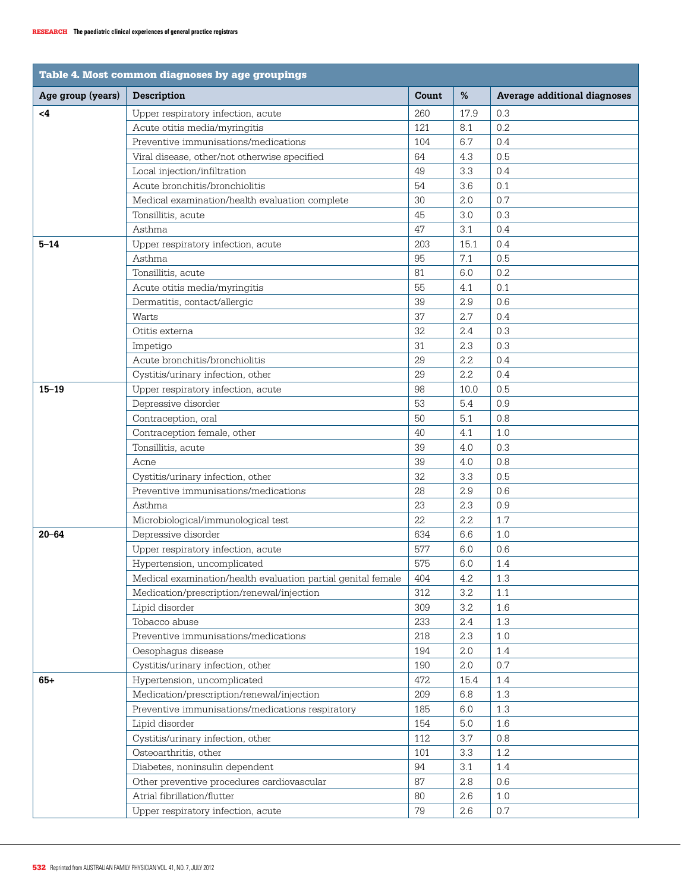**Table 4. Most common diagnoses by age groupings**

| Age group (years) | Description | Count | % | Average additional diagnoses |
|---|---|---|---|---|
| <4 | Upper respiratory infection, acute | 260 | 17.9 | 0.3 |
| | Acute otitis media/myringitis | 121 | 8.1 | 0.2 |
| | Preventive immunisations/medications | 104 | 6.7 | 0.4 |
| | Viral disease, other/not otherwise specified | 64 | 4.3 | 0.5 |
| | Local injection/infiltration | 49 | 3.3 | 0.4 |
| | Acute bronchitis/bronchiolitis | 54 | 3.6 | 0.1 |
| | Medical examination/health evaluation complete | 30 | 2.0 | 0.7 |
| | Tonsillitis, acute | 45 | 3.0 | 0.3 |
| | Asthma | 47 | 3.1 | 0.4 |
| 5–14 | Upper respiratory infection, acute | 203 | 15.1 | 0.4 |
| | Asthma | 95 | 7.1 | 0.5 |
| | Tonsillitis, acute | 81 | 6.0 | 0.2 |
| | Acute otitis media/myringitis | 55 | 4.1 | 0.1 |
| | Dermatitis, contact/allergic | 39 | 2.9 | 0.6 |
| | Warts | 37 | 2.7 | 0.4 |
| | Otitis externa | 32 | 2.4 | 0.3 |
| | Impetigo | 31 | 2.3 | 0.3 |
| | Acute bronchitis/bronchiolitis | 29 | 2.2 | 0.4 |
| | Cystitis/urinary infection, other | 29 | 2.2 | 0.4 |
| 15–19 | Upper respiratory infection, acute | 98 | 10.0 | 0.5 |
| | Depressive disorder | 53 | 5.4 | 0.9 |
| | Contraception, oral | 50 | 5.1 | 0.8 |
| | Contraception female, other | 40 | 4.1 | 1.0 |
| | Tonsillitis, acute | 39 | 4.0 | 0.3 |
| | Acne | 39 | 4.0 | 0.8 |
| | Cystitis/urinary infection, other | 32 | 3.3 | 0.5 |
| | Preventive immunisations/medications | 28 | 2.9 | 0.6 |
| | Asthma | 23 | 2.3 | 0.9 |
| | Microbiological/immunological test | 22 | 2.2 | 1.7 |
| 20–64 | Depressive disorder | 634 | 6.6 | 1.0 |
| | Upper respiratory infection, acute | 577 | 6.0 | 0.6 |
| | Hypertension, uncomplicated | 575 | 6.0 | 1.4 |
| | Medical examination/health evaluation partial genital female | 404 | 4.2 | 1.3 |
| | Medication/prescription/renewal/injection | 312 | 3.2 | 1.1 |
| | Lipid disorder | 309 | 3.2 | 1.6 |
| | Tobacco abuse | 233 | 2.4 | 1.3 |
| | Preventive immunisations/medications | 218 | 2.3 | 1.0 |
| | Oesophagus disease | 194 | 2.0 | 1.4 |
| | Cystitis/urinary infection, other | 190 | 2.0 | 0.7 |
| 65+ | Hypertension, uncomplicated | 472 | 15.4 | 1.4 |
| | Medication/prescription/renewal/injection | 209 | 6.8 | 1.3 |
| | Preventive immunisations/medications respiratory | 185 | 6.0 | 1.3 |
| | Lipid disorder | 154 | 5.0 | 1.6 |
| | Cystitis/urinary infection, other | 112 | 3.7 | 0.8 |
| | Osteoarthritis, other | 101 | 3.3 | 1.2 |
| | Diabetes, noninsulin dependent | 94 | 3.1 | 1.4 |
| | Other preventive procedures cardiovascular | 87 | 2.8 | 0.6 |
| | Atrial fibrillation/flutter | 80 | 2.6 | 1.0 |
| | Upper respiratory infection, acute | 79 | 2.6 | 0.7 |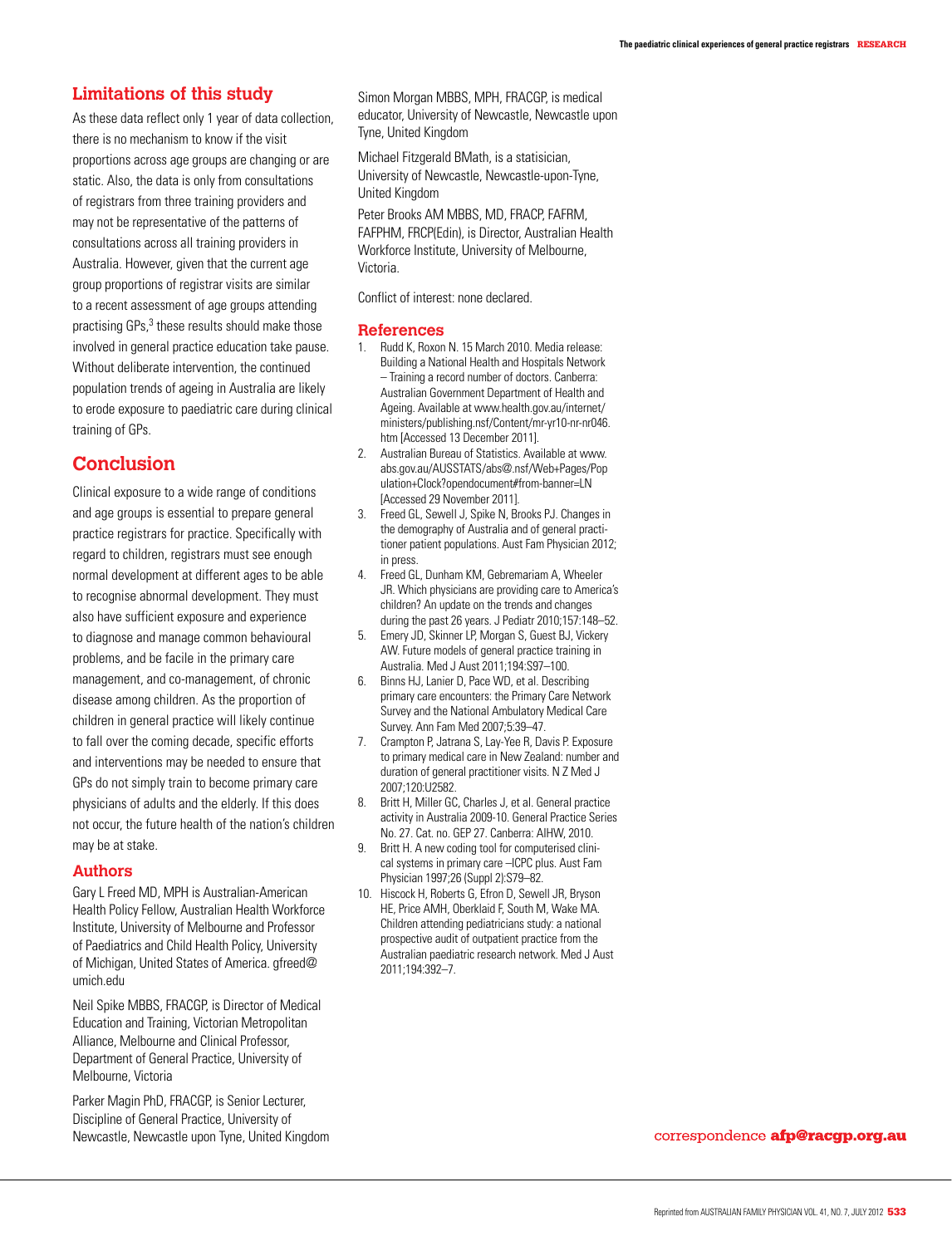## Limitations of this study

As these data reflect only 1 year of data collection, there is no mechanism to know if the visit proportions across age groups are changing or are static. Also, the data is only from consultations of registrars from three training providers and may not be representative of the patterns of consultations across all training providers in Australia. However, given that the current age group proportions of registrar visits are similar to a recent assessment of age groups attending practising GPs,[3] these results should make those involved in general practice education take pause. Without deliberate intervention, the continued population trends of ageing in Australia are likely to erode exposure to paediatric care during clinical training of GPs.

## Conclusion

Clinical exposure to a wide range of conditions and age groups is essential to prepare general practice registrars for practice. Specifically with regard to children, registrars must see enough normal development at different ages to be able to recognise abnormal development. They must also have sufficient exposure and experience to diagnose and manage common behavioural problems, and be facile in the primary care management, and co-management, of chronic disease among children. As the proportion of children in general practice will likely continue to fall over the coming decade, specific efforts and interventions may be needed to ensure that GPs do not simply train to become primary care physicians of adults and the elderly. If this does not occur, the future health of the nation's children may be at stake.

### Authors

Gary L Freed MD, MPH is Australian-American Health Policy Fellow, Australian Health Workforce Institute, University of Melbourne and Professor of Paediatrics and Child Health Policy, University of Michigan, United States of America. gfreed@umich.edu

Neil Spike MBBS, FRACGP, is Director of Medical Education and Training, Victorian Metropolitan Alliance, Melbourne and Clinical Professor, Department of General Practice, University of Melbourne, Victoria

Parker Magin PhD, FRACGP, is Senior Lecturer, Discipline of General Practice, University of Newcastle, Newcastle upon Tyne, United Kingdom

Simon Morgan MBBS, MPH, FRACGP, is medical educator, University of Newcastle, Newcastle upon Tyne, United Kingdom

Michael Fitzgerald BMath, is a statisician, University of Newcastle, Newcastle-upon-Tyne, United Kingdom

Peter Brooks AM MBBS, MD, FRACP, FAFRM, FAFPHM, FRCP(Edin), is Director, Australian Health Workforce Institute, University of Melbourne, Victoria.

Conflict of interest: none declared.

### References

1. Rudd K, Roxon N. 15 March 2010. Media release: Building a National Health and Hospitals Network – Training a record number of doctors. Canberra: Australian Government Department of Health and Ageing. Available at www.health.gov.au/internet/ministers/publishing.nsf/Content/mr-yr10-nr-nr046.htm [Accessed 13 December 2011].
2. Australian Bureau of Statistics. Available at www.abs.gov.au/AUSSTATS/abs@.nsf/Web+Pages/Population+Clock?opendocument#from-banner=LN [Accessed 29 November 2011].
3. Freed GL, Sewell J, Spike N, Brooks PJ. Changes in the demography of Australia and of general practitioner patient populations. Aust Fam Physician 2012; in press.
4. Freed GL, Dunham KM, Gebremariam A, Wheeler JR. Which physicians are providing care to America's children? An update on the trends and changes during the past 26 years. J Pediatr 2010;157:148–52.
5. Emery JD, Skinner LP, Morgan S, Guest BJ, Vickery AW. Future models of general practice training in Australia. Med J Aust 2011;194:S97–100.
6. Binns HJ, Lanier D, Pace WD, et al. Describing primary care encounters: the Primary Care Network Survey and the National Ambulatory Medical Care Survey. Ann Fam Med 2007;5:39–47.
7. Crampton P, Jatrana S, Lay-Yee R, Davis P. Exposure to primary medical care in New Zealand: number and duration of general practitioner visits. N Z Med J 2007;120:U2582.
8. Britt H, Miller GC, Charles J, et al. General practice activity in Australia 2009-10. General Practice Series No. 27. Cat. no. GEP 27. Canberra: AIHW, 2010.
9. Britt H. A new coding tool for computerised clinical systems in primary care –ICPC plus. Aust Fam Physician 1997;26 (Suppl 2):S79–82.
10. Hiscock H, Roberts G, Efron D, Sewell JR, Bryson HE, Price AMH, Oberklaid F, South M, Wake MA. Children attending pediatricians study: a national prospective audit of outpatient practice from the Australian paediatric research network. Med J Aust 2011;194:392–7.

correspondence **afp@racgp.org.au**